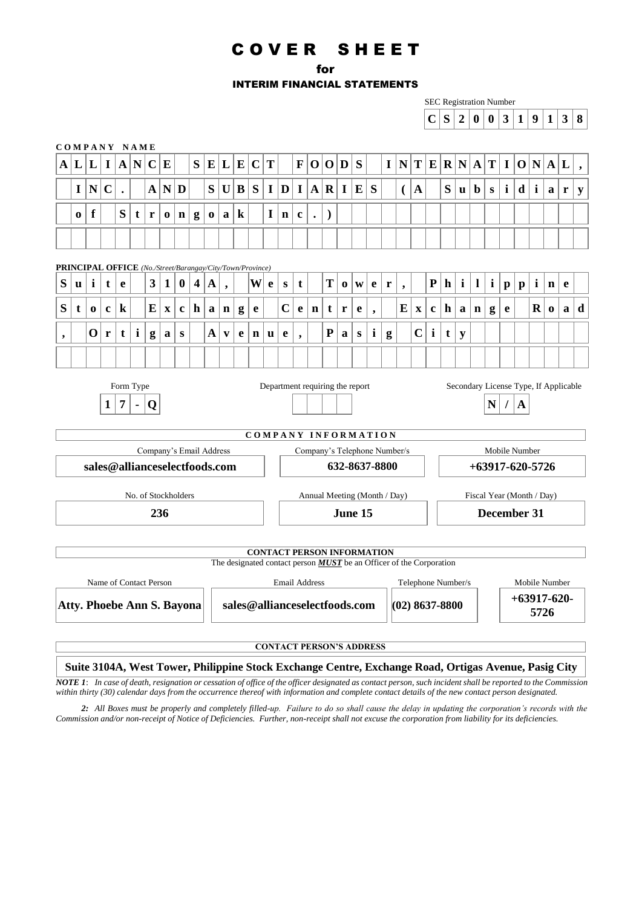# COVER SHEET
## for
## INTERIM FINANCIAL STATEMENTS

SEC Registration Number

**CS200319138**

**COMPANY NAME**

**ALLIANCE SELECT FOODS INTERNATIONAL, INC. AND SUBSIDIARIES (A Subsidiary of Strongoak Inc.)**

**PRINCIPAL OFFICE** *(No./Street/Barangay/City/Town/Province)*

**Suite 3104A, West Tower, Philippine Stock Exchange Centre, Exchange Road, Ortigas Avenue, Pasig City**

| Form Type | Department requiring the report | Secondary License Type, If Applicable |
|---|---|---|
| **17-Q** | | **N/A** |

**COMPANY INFORMATION**

| Company's Email Address | Company's Telephone Number/s | Mobile Number |
|---|---|---|
| **sales@allianceselectfoods.com** | **632-8637-8800** | **+63917-620-5726** |

| No. of Stockholders | Annual Meeting (Month / Day) | Fiscal Year (Month / Day) |
|---|---|---|
| **236** | **June 15** | **December 31** |

**CONTACT PERSON INFORMATION**

The designated contact person ***MUST*** be an Officer of the Corporation

| Name of Contact Person | Email Address | Telephone Number/s | Mobile Number |
|---|---|---|---|
| **Atty. Phoebe Ann S. Bayona** | **sales@allianceselectfoods.com** | **(02) 8637-8800** | **+63917-620-5726** |

**CONTACT PERSON'S ADDRESS**

**Suite 3104A, West Tower, Philippine Stock Exchange Centre, Exchange Road, Ortigas Avenue, Pasig City**

***NOTE 1****: In case of death, resignation or cessation of office of the officer designated as contact person, such incident shall be reported to the Commission within thirty (30) calendar days from the occurrence thereof with information and complete contact details of the new contact person designated.*

***2:*** *All Boxes must be properly and completely filled-up. Failure to do so shall cause the delay in updating the corporation's records with the Commission and/or non-receipt of Notice of Deficiencies. Further, non-receipt shall not excuse the corporation from liability for its deficiencies.*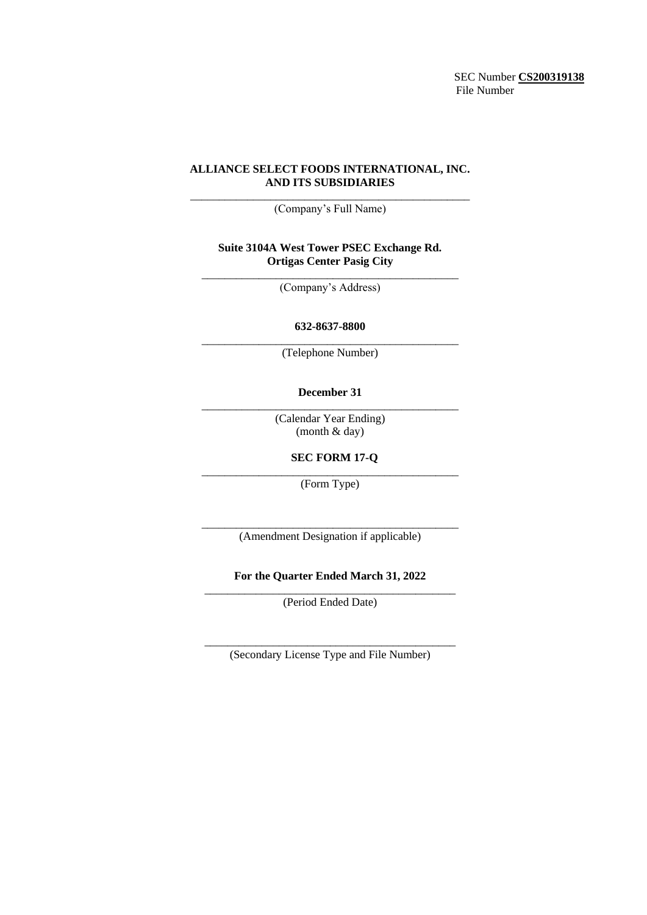SEC Number **CS200319138**
File Number

**ALLIANCE SELECT FOODS INTERNATIONAL, INC.
AND ITS SUBSIDIARIES**

(Company's Full Name)

**Suite 3104A West Tower PSEC Exchange Rd.
Ortigas Center Pasig City**

(Company's Address)

**632-8637-8800**

(Telephone Number)

**December 31**

(Calendar Year Ending)
(month & day)

**SEC FORM 17-Q**

(Form Type)

(Amendment Designation if applicable)

**For the Quarter Ended March 31, 2022**

(Period Ended Date)

(Secondary License Type and File Number)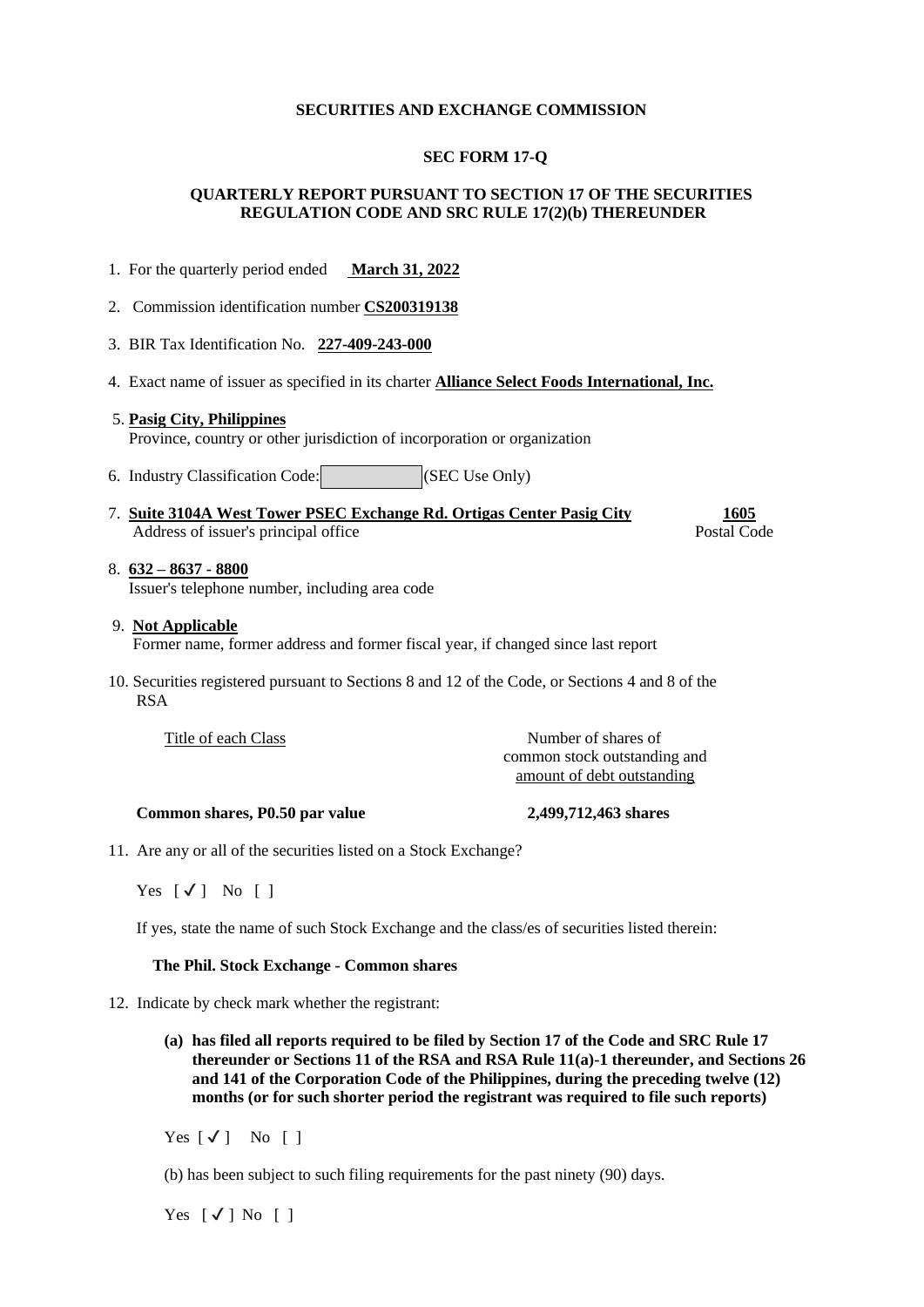**SECURITIES AND EXCHANGE COMMISSION**

**SEC FORM 17-Q**

**QUARTERLY REPORT PURSUANT TO SECTION 17 OF THE SECURITIES REGULATION CODE AND SRC RULE 17(2)(b) THEREUNDER**

1. For the quarterly period ended **March 31, 2022**

2. Commission identification number **CS200319138**

3. BIR Tax Identification No. **227-409-243-000**

4. Exact name of issuer as specified in its charter **Alliance Select Foods International, Inc.**

5. **Pasig City, Philippines**
   Province, country or other jurisdiction of incorporation or organization

6. Industry Classification Code: ____________ (SEC Use Only)

7. **Suite 3104A West Tower PSEC Exchange Rd. Ortigas Center Pasig City** **1605**
   Address of issuer's principal office Postal Code

8. **632 – 8637 - 8800**
   Issuer's telephone number, including area code

9. **Not Applicable**
   Former name, former address and former fiscal year, if changed since last report

10. Securities registered pursuant to Sections 8 and 12 of the Code, or Sections 4 and 8 of the RSA

| Title of each Class | Number of shares of common stock outstanding and amount of debt outstanding |
|---|---|
| **Common shares, P0.50 par value** | **2,499,712,463 shares** |

11. Are any or all of the securities listed on a Stock Exchange?

    Yes [✓] No [ ]

    If yes, state the name of such Stock Exchange and the class/es of securities listed therein:

    **The Phil. Stock Exchange - Common shares**

12. Indicate by check mark whether the registrant:

    **(a) has filed all reports required to be filed by Section 17 of the Code and SRC Rule 17 thereunder or Sections 11 of the RSA and RSA Rule 11(a)-1 thereunder, and Sections 26 and 141 of the Corporation Code of the Philippines, during the preceding twelve (12) months (or for such shorter period the registrant was required to file such reports)**

    Yes [✓] No [ ]

    (b) has been subject to such filing requirements for the past ninety (90) days.

    Yes [✓] No [ ]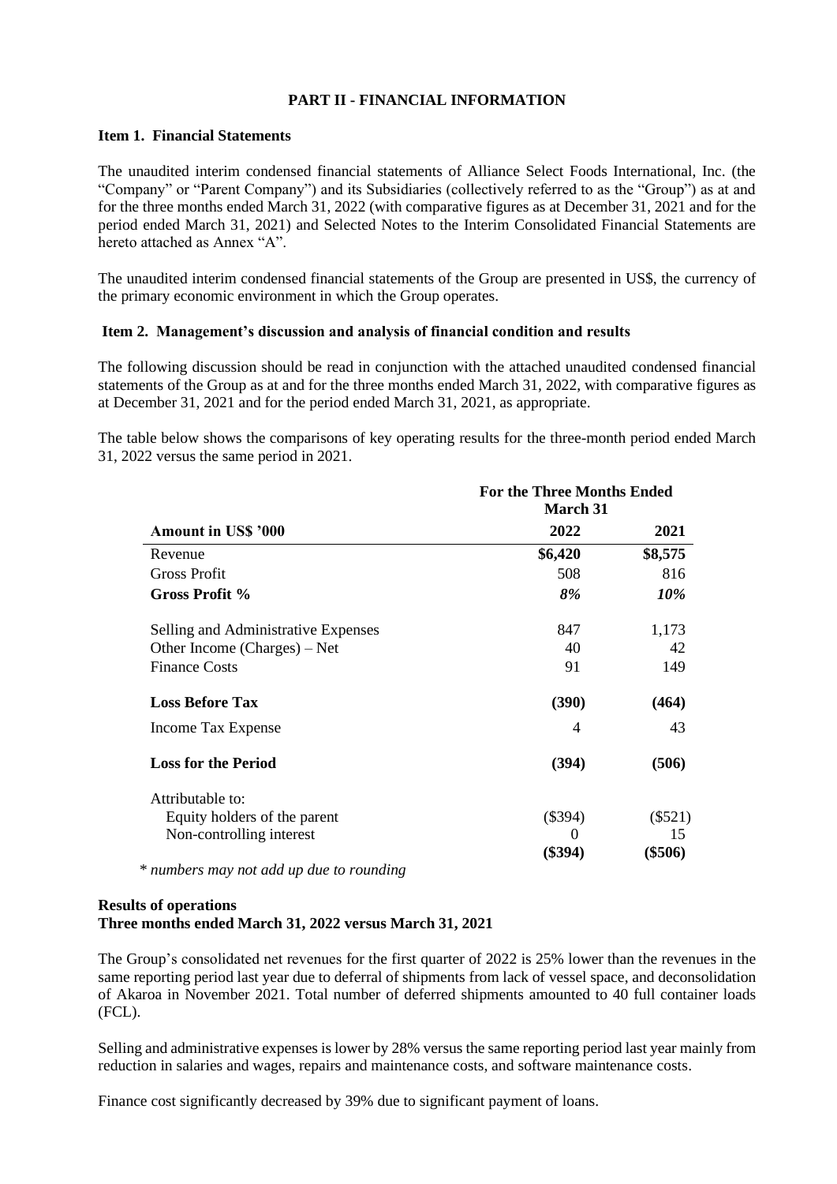## PART II - FINANCIAL INFORMATION

### Item 1. Financial Statements

The unaudited interim condensed financial statements of Alliance Select Foods International, Inc. (the "Company" or "Parent Company") and its Subsidiaries (collectively referred to as the "Group") as at and for the three months ended March 31, 2022 (with comparative figures as at December 31, 2021 and for the period ended March 31, 2021) and Selected Notes to the Interim Consolidated Financial Statements are hereto attached as Annex "A".

The unaudited interim condensed financial statements of the Group are presented in US$, the currency of the primary economic environment in which the Group operates.

### Item 2. Management's discussion and analysis of financial condition and results

The following discussion should be read in conjunction with the attached unaudited condensed financial statements of the Group as at and for the three months ended March 31, 2022, with comparative figures as at December 31, 2021 and for the period ended March 31, 2021, as appropriate.

The table below shows the comparisons of key operating results for the three-month period ended March 31, 2022 versus the same period in 2021.

| | **For the Three Months Ended March 31** | |
|---|---|---|
| **Amount in US$ '000** | **2022** | **2021** |
| Revenue | **$6,420** | **$8,575** |
| Gross Profit | 508 | 816 |
| **Gross Profit %** | ***8%*** | ***10%*** |
| Selling and Administrative Expenses | 847 | 1,173 |
| Other Income (Charges) – Net | 40 | 42 |
| Finance Costs | 91 | 149 |
| **Loss Before Tax** | **(390)** | **(464)** |
| Income Tax Expense | 4 | 43 |
| **Loss for the Period** | **(394)** | **(506)** |
| Attributable to: | | |
| Equity holders of the parent | ($394) | ($521) |
| Non-controlling interest | 0 | 15 |
| | **($394)** | **($506)** |

*\* numbers may not add up due to rounding*

**Results of operations**
**Three months ended March 31, 2022 versus March 31, 2021**

The Group's consolidated net revenues for the first quarter of 2022 is 25% lower than the revenues in the same reporting period last year due to deferral of shipments from lack of vessel space, and deconsolidation of Akaroa in November 2021. Total number of deferred shipments amounted to 40 full container loads (FCL).

Selling and administrative expenses is lower by 28% versus the same reporting period last year mainly from reduction in salaries and wages, repairs and maintenance costs, and software maintenance costs.

Finance cost significantly decreased by 39% due to significant payment of loans.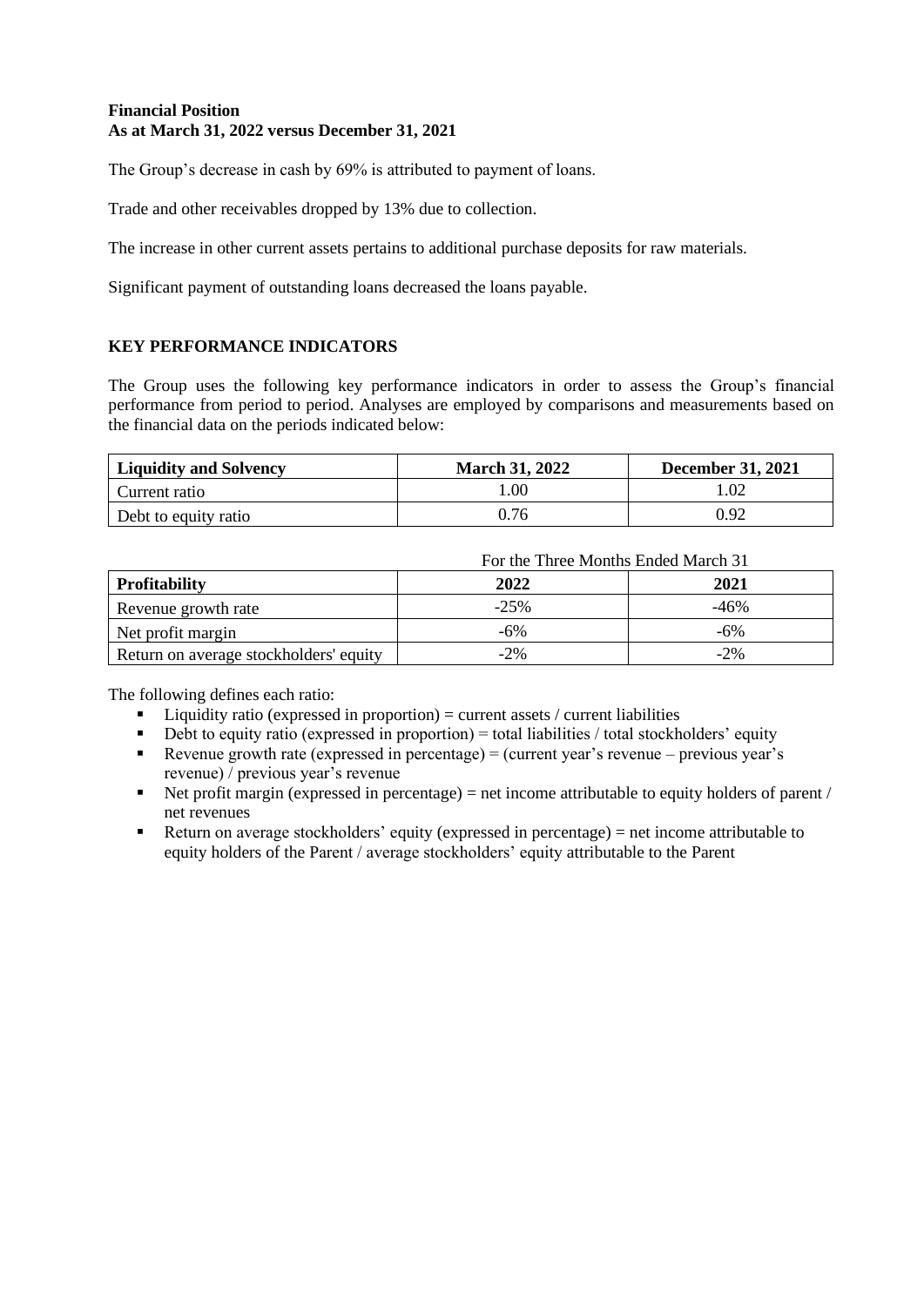**Financial Position**
**As at March 31, 2022 versus December 31, 2021**

The Group's decrease in cash by 69% is attributed to payment of loans.

Trade and other receivables dropped by 13% due to collection.

The increase in other current assets pertains to additional purchase deposits for raw materials.

Significant payment of outstanding loans decreased the loans payable.

**KEY PERFORMANCE INDICATORS**

The Group uses the following key performance indicators in order to assess the Group's financial performance from period to period. Analyses are employed by comparisons and measurements based on the financial data on the periods indicated below:

| Liquidity and Solvency | March 31, 2022 | December 31, 2021 |
|---|---|---|
| Current ratio | 1.00 | 1.02 |
| Debt to equity ratio | 0.76 | 0.92 |

| | For the Three Months Ended March 31 | |
|---|---|---|
| **Profitability** | **2022** | **2021** |
| Revenue growth rate | -25% | -46% |
| Net profit margin | -6% | -6% |
| Return on average stockholders' equity | -2% | -2% |

The following defines each ratio:

- Liquidity ratio (expressed in proportion) = current assets / current liabilities
- Debt to equity ratio (expressed in proportion) = total liabilities / total stockholders' equity
- Revenue growth rate (expressed in percentage) = (current year's revenue – previous year's revenue) / previous year's revenue
- Net profit margin (expressed in percentage) = net income attributable to equity holders of parent / net revenues
- Return on average stockholders' equity (expressed in percentage) = net income attributable to equity holders of the Parent / average stockholders' equity attributable to the Parent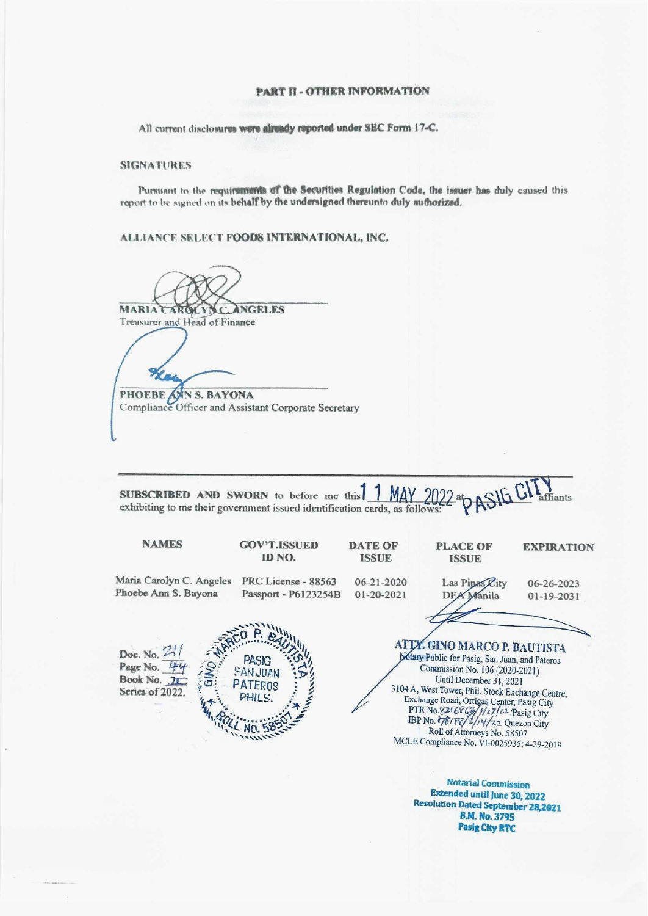## PART II - OTHER INFORMATION

All current disclosures were already reported under SEC Form 17-C.

### SIGNATURES

Pursuant to the requirements of the Securities Regulation Code, the issuer has duly caused this report to be signed on its behalf by the undersigned thereunto duly authorized.

**ALLIANCE SELECT FOODS INTERNATIONAL, INC.**

**MARIA CAROLYN C. ANGELES**
Treasurer and Head of Finance

**PHOEBE ANN S. BAYONA**
Compliance Officer and Assistant Corporate Secretary

---

**SUBSCRIBED AND SWORN** to before me this 11 MAY 2022 at PASIG CITY affiants exhibiting to me their government issued identification cards, as follows:

| NAMES | GOV'T.ISSUED ID NO. | DATE OF ISSUE | PLACE OF ISSUE | EXPIRATION |
|---|---|---|---|---|
| Maria Carolyn C. Angeles | PRC License - 88563 | 06-21-2020 | Las Pinas City | 06-26-2023 |
| Phoebe Ann S. Bayona | Passport - P6123254B | 01-20-2021 | DFA Manila | 01-19-2031 |

Doc. No. 21
Page No. 44
Book No. II
Series of 2022.

**ATTY. GINO MARCO P. BAUTISTA**
Notary Public for Pasig, San Juan, and Pateros
Commission No. 106 (2020-2021)
Until December 31, 2021
3104 A, West Tower, Phil. Stock Exchange Centre,
Exchange Road, Ortigas Center, Pasig City
PTR No. 8216863/1/27/22 /Pasig City
IBP No. 178158/2/14/22 Quezon City
Roll of Attorneys No. 58507
MCLE Compliance No. VI-0025935; 4-29-2019

**Notarial Commission**
**Extended until June 30, 2022**
**Resolution Dated September 28,2021**
**B.M. No. 3795**
**Pasig City RTC**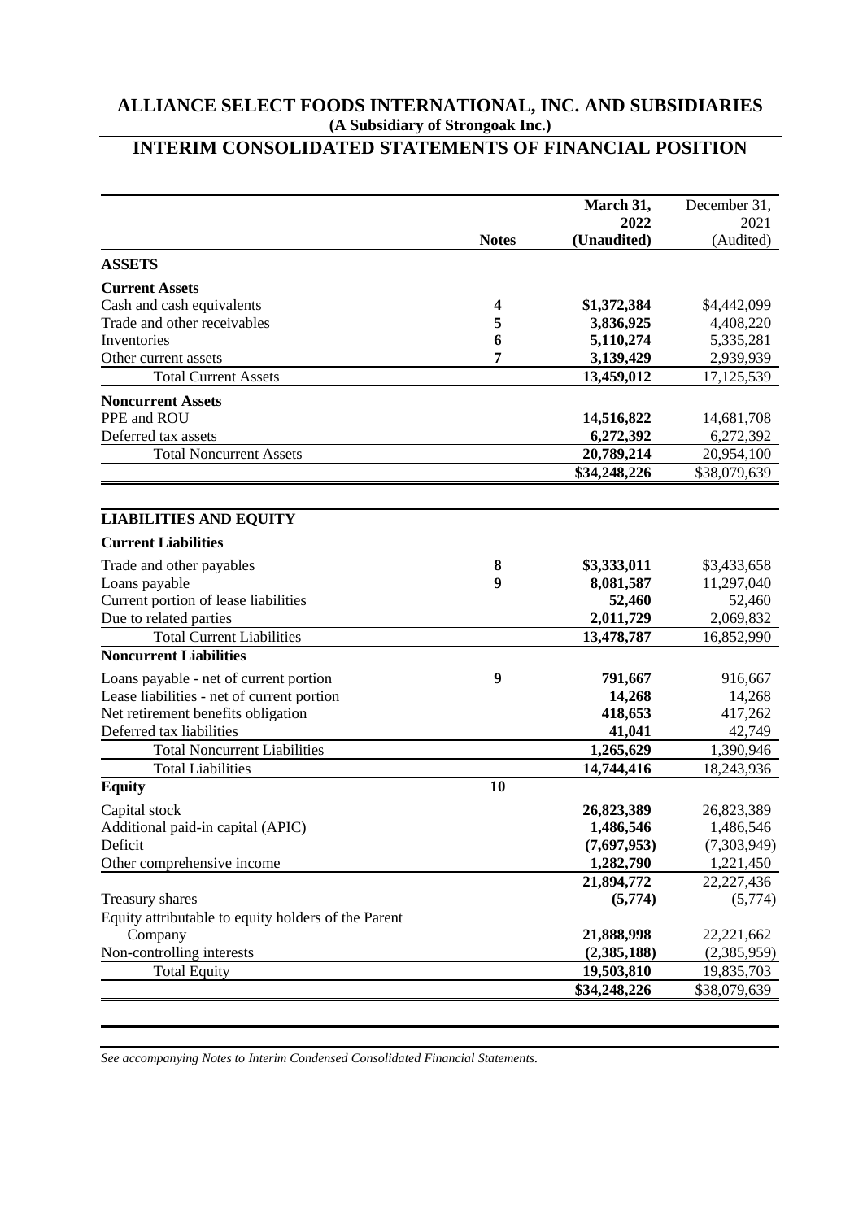# ALLIANCE SELECT FOODS INTERNATIONAL, INC. AND SUBSIDIARIES

**(A Subsidiary of Strongoak Inc.)**

## INTERIM CONSOLIDATED STATEMENTS OF FINANCIAL POSITION

| | Notes | March 31, 2022 (Unaudited) | December 31, 2021 (Audited) |
|---|---|---|---|
| **ASSETS** | | | |
| **Current Assets** | | | |
| Cash and cash equivalents | 4 | **\$1,372,384** | \$4,442,099 |
| Trade and other receivables | 5 | **3,836,925** | 4,408,220 |
| Inventories | 6 | **5,110,274** | 5,335,281 |
| Other current assets | 7 | **3,139,429** | 2,939,939 |
| Total Current Assets | | **13,459,012** | 17,125,539 |
| **Noncurrent Assets** | | | |
| PPE and ROU | | **14,516,822** | 14,681,708 |
| Deferred tax assets | | **6,272,392** | 6,272,392 |
| Total Noncurrent Assets | | **20,789,214** | 20,954,100 |
| | | **\$34,248,226** | \$38,079,639 |
| **LIABILITIES AND EQUITY** | | | |
| **Current Liabilities** | | | |
| Trade and other payables | 8 | **\$3,333,011** | \$3,433,658 |
| Loans payable | 9 | **8,081,587** | 11,297,040 |
| Current portion of lease liabilities | | **52,460** | 52,460 |
| Due to related parties | | **2,011,729** | 2,069,832 |
| Total Current Liabilities | | **13,478,787** | 16,852,990 |
| **Noncurrent Liabilities** | | | |
| Loans payable - net of current portion | 9 | **791,667** | 916,667 |
| Lease liabilities - net of current portion | | **14,268** | 14,268 |
| Net retirement benefits obligation | | **418,653** | 417,262 |
| Deferred tax liabilities | | **41,041** | 42,749 |
| Total Noncurrent Liabilities | | **1,265,629** | 1,390,946 |
| Total Liabilities | | **14,744,416** | 18,243,936 |
| **Equity** | 10 | | |
| Capital stock | | **26,823,389** | 26,823,389 |
| Additional paid-in capital (APIC) | | **1,486,546** | 1,486,546 |
| Deficit | | **(7,697,953)** | (7,303,949) |
| Other comprehensive income | | **1,282,790** | 1,221,450 |
| | | **21,894,772** | 22,227,436 |
| Treasury shares | | **(5,774)** | (5,774) |
| Equity attributable to equity holders of the Parent Company | | **21,888,998** | 22,221,662 |
| Non-controlling interests | | **(2,385,188)** | (2,385,959) |
| Total Equity | | **19,503,810** | 19,835,703 |
| | | **\$34,248,226** | \$38,079,639 |

*See accompanying Notes to Interim Condensed Consolidated Financial Statements.*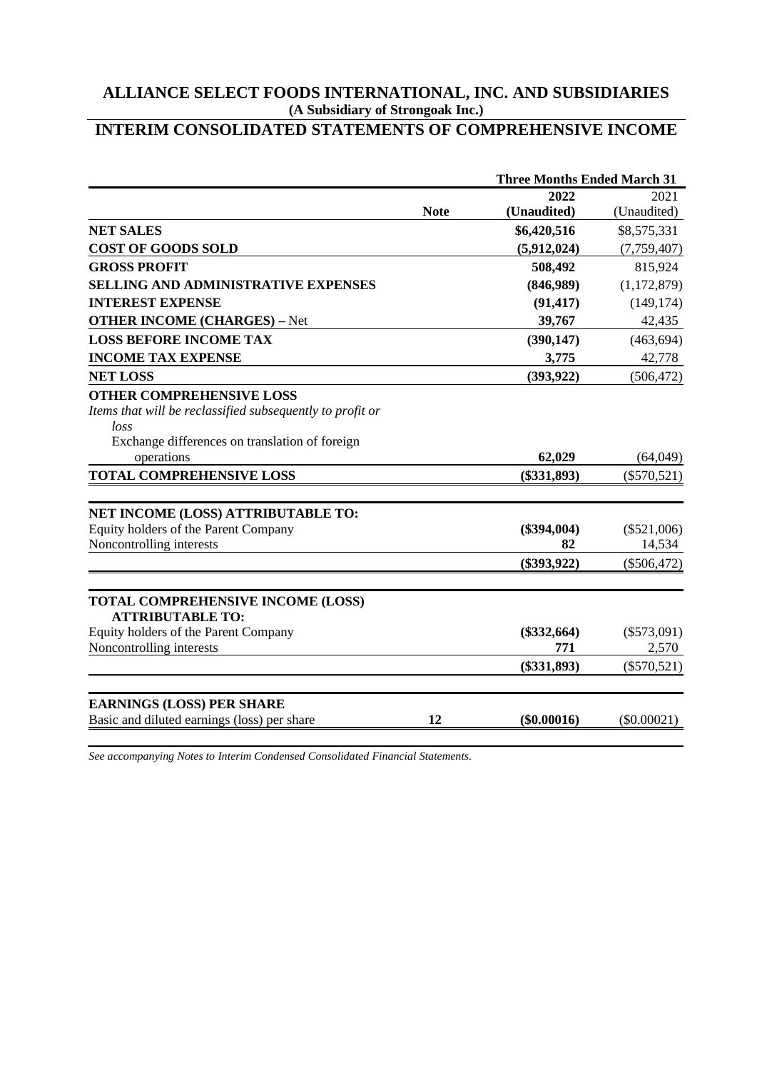# ALLIANCE SELECT FOODS INTERNATIONAL, INC. AND SUBSIDIARIES

**(A Subsidiary of Strongoak Inc.)**

## INTERIM CONSOLIDATED STATEMENTS OF COMPREHENSIVE INCOME

| | | Three Months Ended March 31 | |
|---|---|---|---|
| | **Note** | **2022 (Unaudited)** | 2021 (Unaudited) |
| **NET SALES** | | **\$6,420,516** | \$8,575,331 |
| **COST OF GOODS SOLD** | | **(5,912,024)** | (7,759,407) |
| **GROSS PROFIT** | | **508,492** | 815,924 |
| **SELLING AND ADMINISTRATIVE EXPENSES** | | **(846,989)** | (1,172,879) |
| **INTEREST EXPENSE** | | **(91,417)** | (149,174) |
| **OTHER INCOME (CHARGES)** – Net | | **39,767** | 42,435 |
| **LOSS BEFORE INCOME TAX** | | **(390,147)** | (463,694) |
| **INCOME TAX EXPENSE** | | **3,775** | 42,778 |
| **NET LOSS** | | **(393,922)** | (506,472) |
| **OTHER COMPREHENSIVE LOSS** | | | |
| *Items that will be reclassified subsequently to profit or loss* | | | |
| Exchange differences on translation of foreign operations | | **62,029** | (64,049) |
| **TOTAL COMPREHENSIVE LOSS** | | **(\$331,893)** | (\$570,521) |
| | | | |
| **NET INCOME (LOSS) ATTRIBUTABLE TO:** | | | |
| Equity holders of the Parent Company | | **(\$394,004)** | (\$521,006) |
| Noncontrolling interests | | **82** | 14,534 |
| | | **(\$393,922)** | (\$506,472) |
| | | | |
| **TOTAL COMPREHENSIVE INCOME (LOSS) ATTRIBUTABLE TO:** | | | |
| Equity holders of the Parent Company | | **(\$332,664)** | (\$573,091) |
| Noncontrolling interests | | **771** | 2,570 |
| | | **(\$331,893)** | (\$570,521) |
| | | | |
| **EARNINGS (LOSS) PER SHARE** | | | |
| Basic and diluted earnings (loss) per share | **12** | **(\$0.00016)** | (\$0.00021) |

*See accompanying Notes to Interim Condensed Consolidated Financial Statements.*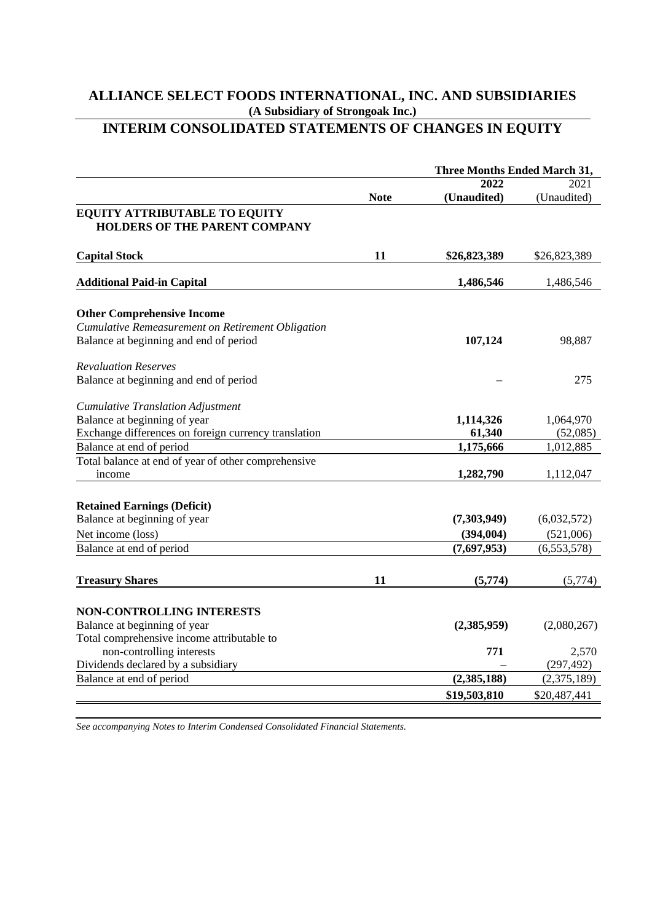# ALLIANCE SELECT FOODS INTERNATIONAL, INC. AND SUBSIDIARIES

**(A Subsidiary of Strongoak Inc.)**

## INTERIM CONSOLIDATED STATEMENTS OF CHANGES IN EQUITY

| | | Three Months Ended March 31, | |
|---|---|---|---|
| | | **2022** | 2021 |
| | **Note** | **(Unaudited)** | (Unaudited) |
| **EQUITY ATTRIBUTABLE TO EQUITY HOLDERS OF THE PARENT COMPANY** | | | |
| **Capital Stock** | **11** | **$26,823,389** | $26,823,389 |
| **Additional Paid-in Capital** | | **1,486,546** | 1,486,546 |
| **Other Comprehensive Income** | | | |
| *Cumulative Remeasurement on Retirement Obligation* | | | |
| Balance at beginning and end of period | | **107,124** | 98,887 |
| *Revaluation Reserves* | | | |
| Balance at beginning and end of period | | **–** | 275 |
| *Cumulative Translation Adjustment* | | | |
| Balance at beginning of year | | **1,114,326** | 1,064,970 |
| Exchange differences on foreign currency translation | | **61,340** | (52,085) |
| Balance at end of period | | **1,175,666** | 1,012,885 |
| Total balance at end of year of other comprehensive income | | **1,282,790** | 1,112,047 |
| **Retained Earnings (Deficit)** | | | |
| Balance at beginning of year | | **(7,303,949)** | (6,032,572) |
| Net income (loss) | | **(394,004)** | (521,006) |
| Balance at end of period | | **(7,697,953)** | (6,553,578) |
| **Treasury Shares** | **11** | **(5,774)** | (5,774) |
| **NON-CONTROLLING INTERESTS** | | | |
| Balance at beginning of year | | **(2,385,959)** | (2,080,267) |
| Total comprehensive income attributable to non-controlling interests | | **771** | 2,570 |
| Dividends declared by a subsidiary | | **–** | (297,492) |
| Balance at end of period | | **(2,385,188)** | (2,375,189) |
| | | **$19,503,810** | $20,487,441 |

*See accompanying Notes to Interim Condensed Consolidated Financial Statements.*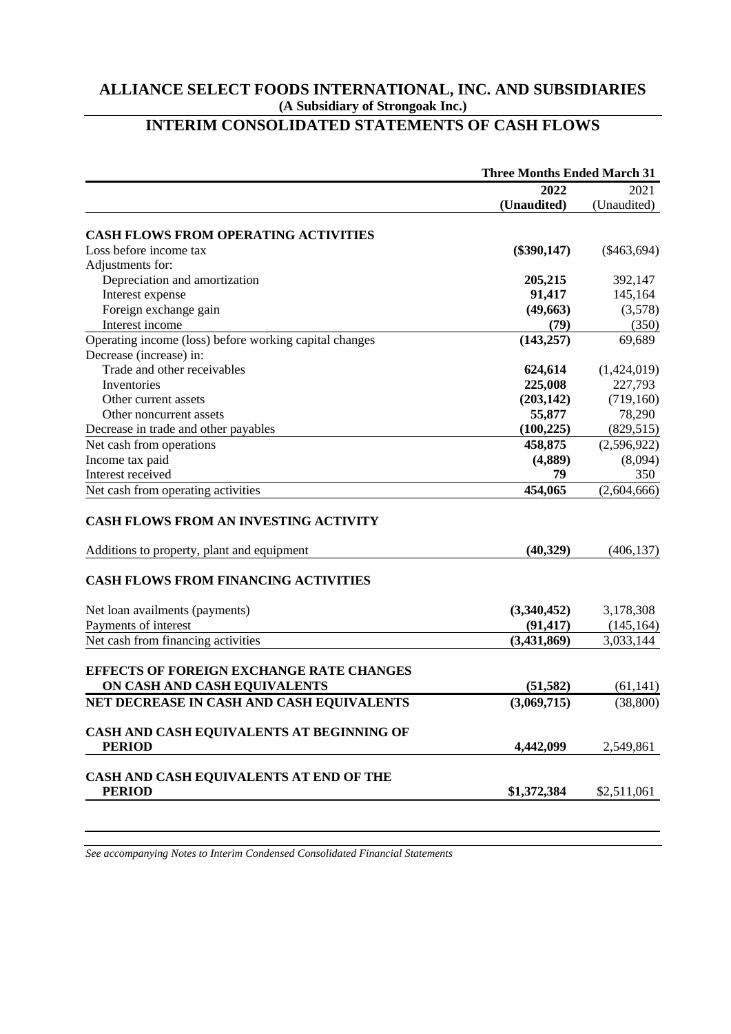# ALLIANCE SELECT FOODS INTERNATIONAL, INC. AND SUBSIDIARIES

**(A Subsidiary of Strongoak Inc.)**

## INTERIM CONSOLIDATED STATEMENTS OF CASH FLOWS

| | Three Months Ended March 31 | |
|---|---|---|
| | **2022** | 2021 |
| | **(Unaudited)** | (Unaudited) |
| **CASH FLOWS FROM OPERATING ACTIVITIES** | | |
| Loss before income tax | **($390,147)** | ($463,694) |
| Adjustments for: | | |
| Depreciation and amortization | **205,215** | 392,147 |
| Interest expense | **91,417** | 145,164 |
| Foreign exchange gain | **(49,663)** | (3,578) |
| Interest income | **(79)** | (350) |
| Operating income (loss) before working capital changes | **(143,257)** | 69,689 |
| Decrease (increase) in: | | |
| Trade and other receivables | **624,614** | (1,424,019) |
| Inventories | **225,008** | 227,793 |
| Other current assets | **(203,142)** | (719,160) |
| Other noncurrent assets | **55,877** | 78,290 |
| Decrease in trade and other payables | **(100,225)** | (829,515) |
| Net cash from operations | **458,875** | (2,596,922) |
| Income tax paid | **(4,889)** | (8,094) |
| Interest received | **79** | 350 |
| Net cash from operating activities | **454,065** | (2,604,666) |
| **CASH FLOWS FROM AN INVESTING ACTIVITY** | | |
| Additions to property, plant and equipment | **(40,329)** | (406,137) |
| **CASH FLOWS FROM FINANCING ACTIVITIES** | | |
| Net loan availments (payments) | **(3,340,452)** | 3,178,308 |
| Payments of interest | **(91,417)** | (145,164) |
| Net cash from financing activities | **(3,431,869)** | 3,033,144 |
| **EFFECTS OF FOREIGN EXCHANGE RATE CHANGES ON CASH AND CASH EQUIVALENTS** | **(51,582)** | (61,141) |
| **NET DECREASE IN CASH AND CASH EQUIVALENTS** | **(3,069,715)** | (38,800) |
| **CASH AND CASH EQUIVALENTS AT BEGINNING OF PERIOD** | **4,442,099** | 2,549,861 |
| **CASH AND CASH EQUIVALENTS AT END OF THE PERIOD** | **$1,372,384** | $2,511,061 |

*See accompanying Notes to Interim Condensed Consolidated Financial Statements*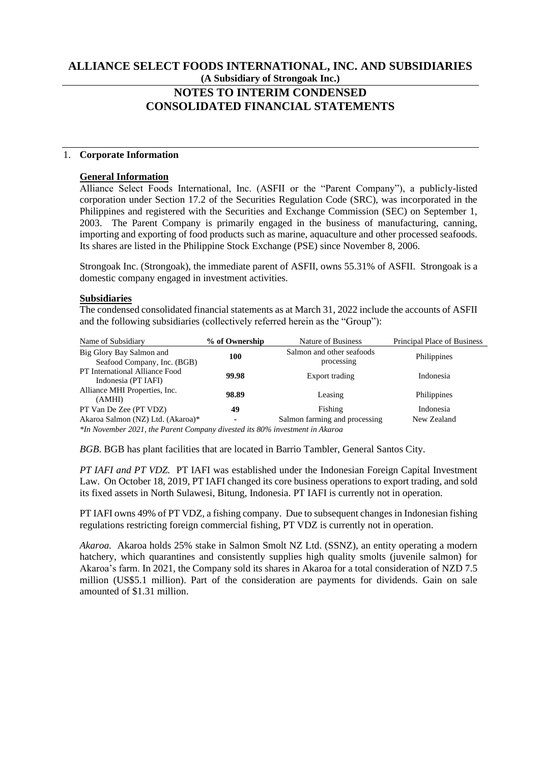# ALLIANCE SELECT FOODS INTERNATIONAL, INC. AND SUBSIDIARIES

**(A Subsidiary of Strongoak Inc.)**

# NOTES TO INTERIM CONDENSED CONSOLIDATED FINANCIAL STATEMENTS

## 1. Corporate Information

### General Information

Alliance Select Foods International, Inc. (ASFII or the "Parent Company"), a publicly-listed corporation under Section 17.2 of the Securities Regulation Code (SRC), was incorporated in the Philippines and registered with the Securities and Exchange Commission (SEC) on September 1, 2003. The Parent Company is primarily engaged in the business of manufacturing, canning, importing and exporting of food products such as marine, aquaculture and other processed seafoods. Its shares are listed in the Philippine Stock Exchange (PSE) since November 8, 2006.

Strongoak Inc. (Strongoak), the immediate parent of ASFII, owns 55.31% of ASFII. Strongoak is a domestic company engaged in investment activities.

### Subsidiaries

The condensed consolidated financial statements as at March 31, 2022 include the accounts of ASFII and the following subsidiaries (collectively referred herein as the "Group"):

| Name of Subsidiary | % of Ownership | Nature of Business | Principal Place of Business |
|---|---|---|---|
| Big Glory Bay Salmon and Seafood Company, Inc. (BGB) | **100** | Salmon and other seafoods processing | Philippines |
| PT International Alliance Food Indonesia (PT IAFI) | **99.98** | Export trading | Indonesia |
| Alliance MHI Properties, Inc. (AMHI) | **98.89** | Leasing | Philippines |
| PT Van De Zee (PT VDZ) | **49** | Fishing | Indonesia |
| Akaroa Salmon (NZ) Ltd. (Akaroa)* | **-** | Salmon farming and processing | New Zealand |

*\*In November 2021, the Parent Company divested its 80% investment in Akaroa*

*BGB.* BGB has plant facilities that are located in Barrio Tambler, General Santos City.

*PT IAFI and PT VDZ.* PT IAFI was established under the Indonesian Foreign Capital Investment Law. On October 18, 2019, PT IAFI changed its core business operations to export trading, and sold its fixed assets in North Sulawesi, Bitung, Indonesia. PT IAFI is currently not in operation.

PT IAFI owns 49% of PT VDZ, a fishing company. Due to subsequent changes in Indonesian fishing regulations restricting foreign commercial fishing, PT VDZ is currently not in operation.

*Akaroa.* Akaroa holds 25% stake in Salmon Smolt NZ Ltd. (SSNZ), an entity operating a modern hatchery, which quarantines and consistently supplies high quality smolts (juvenile salmon) for Akaroa's farm. In 2021, the Company sold its shares in Akaroa for a total consideration of NZD 7.5 million (US$5.1 million). Part of the consideration are payments for dividends. Gain on sale amounted of $1.31 million.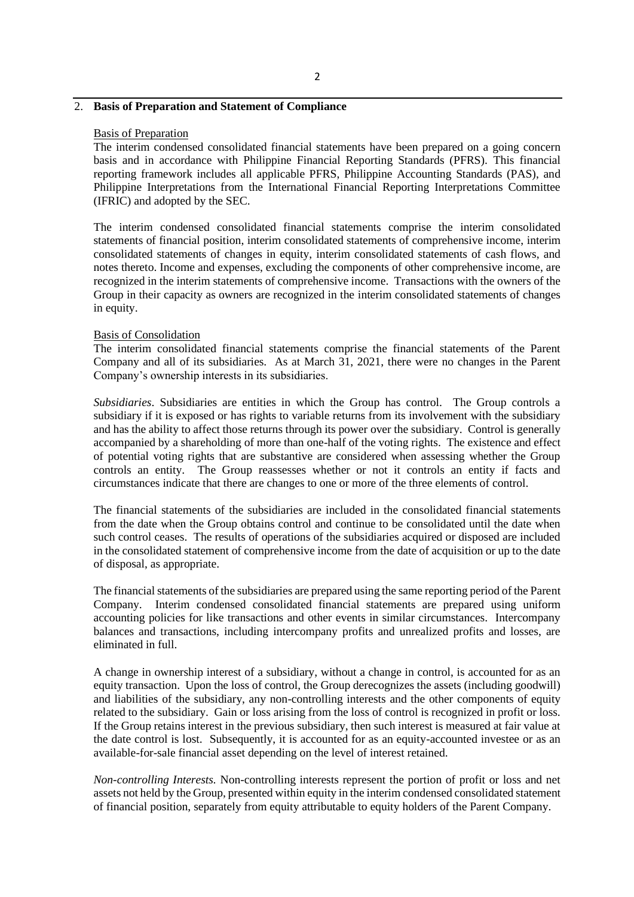## 2. Basis of Preparation and Statement of Compliance

Basis of Preparation

The interim condensed consolidated financial statements have been prepared on a going concern basis and in accordance with Philippine Financial Reporting Standards (PFRS). This financial reporting framework includes all applicable PFRS, Philippine Accounting Standards (PAS), and Philippine Interpretations from the International Financial Reporting Interpretations Committee (IFRIC) and adopted by the SEC.

The interim condensed consolidated financial statements comprise the interim consolidated statements of financial position, interim consolidated statements of comprehensive income, interim consolidated statements of changes in equity, interim consolidated statements of cash flows, and notes thereto. Income and expenses, excluding the components of other comprehensive income, are recognized in the interim statements of comprehensive income. Transactions with the owners of the Group in their capacity as owners are recognized in the interim consolidated statements of changes in equity.

Basis of Consolidation

The interim consolidated financial statements comprise the financial statements of the Parent Company and all of its subsidiaries. As at March 31, 2021, there were no changes in the Parent Company's ownership interests in its subsidiaries.

*Subsidiaries*. Subsidiaries are entities in which the Group has control. The Group controls a subsidiary if it is exposed or has rights to variable returns from its involvement with the subsidiary and has the ability to affect those returns through its power over the subsidiary. Control is generally accompanied by a shareholding of more than one-half of the voting rights. The existence and effect of potential voting rights that are substantive are considered when assessing whether the Group controls an entity. The Group reassesses whether or not it controls an entity if facts and circumstances indicate that there are changes to one or more of the three elements of control.

The financial statements of the subsidiaries are included in the consolidated financial statements from the date when the Group obtains control and continue to be consolidated until the date when such control ceases. The results of operations of the subsidiaries acquired or disposed are included in the consolidated statement of comprehensive income from the date of acquisition or up to the date of disposal, as appropriate.

The financial statements of the subsidiaries are prepared using the same reporting period of the Parent Company. Interim condensed consolidated financial statements are prepared using uniform accounting policies for like transactions and other events in similar circumstances. Intercompany balances and transactions, including intercompany profits and unrealized profits and losses, are eliminated in full.

A change in ownership interest of a subsidiary, without a change in control, is accounted for as an equity transaction. Upon the loss of control, the Group derecognizes the assets (including goodwill) and liabilities of the subsidiary, any non-controlling interests and the other components of equity related to the subsidiary. Gain or loss arising from the loss of control is recognized in profit or loss. If the Group retains interest in the previous subsidiary, then such interest is measured at fair value at the date control is lost. Subsequently, it is accounted for as an equity-accounted investee or as an available-for-sale financial asset depending on the level of interest retained.

*Non-controlling Interests.* Non-controlling interests represent the portion of profit or loss and net assets not held by the Group, presented within equity in the interim condensed consolidated statement of financial position, separately from equity attributable to equity holders of the Parent Company.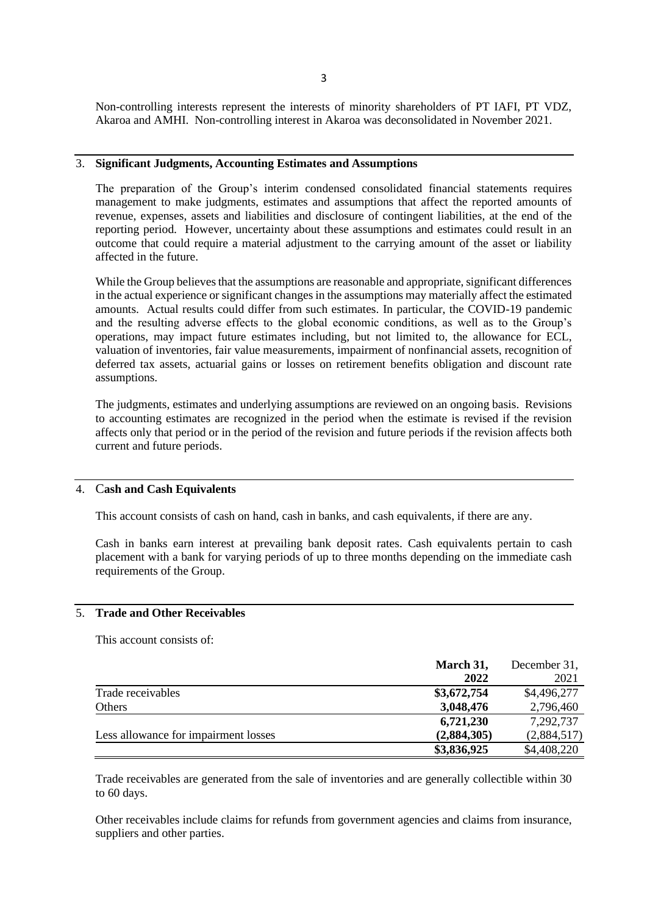Non-controlling interests represent the interests of minority shareholders of PT IAFI, PT VDZ, Akaroa and AMHI. Non-controlling interest in Akaroa was deconsolidated in November 2021.

## 3. Significant Judgments, Accounting Estimates and Assumptions

The preparation of the Group's interim condensed consolidated financial statements requires management to make judgments, estimates and assumptions that affect the reported amounts of revenue, expenses, assets and liabilities and disclosure of contingent liabilities, at the end of the reporting period. However, uncertainty about these assumptions and estimates could result in an outcome that could require a material adjustment to the carrying amount of the asset or liability affected in the future.

While the Group believes that the assumptions are reasonable and appropriate, significant differences in the actual experience or significant changes in the assumptions may materially affect the estimated amounts. Actual results could differ from such estimates. In particular, the COVID-19 pandemic and the resulting adverse effects to the global economic conditions, as well as to the Group's operations, may impact future estimates including, but not limited to, the allowance for ECL, valuation of inventories, fair value measurements, impairment of nonfinancial assets, recognition of deferred tax assets, actuarial gains or losses on retirement benefits obligation and discount rate assumptions.

The judgments, estimates and underlying assumptions are reviewed on an ongoing basis. Revisions to accounting estimates are recognized in the period when the estimate is revised if the revision affects only that period or in the period of the revision and future periods if the revision affects both current and future periods.

## 4. Cash and Cash Equivalents

This account consists of cash on hand, cash in banks, and cash equivalents, if there are any.

Cash in banks earn interest at prevailing bank deposit rates. Cash equivalents pertain to cash placement with a bank for varying periods of up to three months depending on the immediate cash requirements of the Group.

## 5. Trade and Other Receivables

This account consists of:

| | **March 31, 2022** | December 31, 2021 |
|---|---|---|
| Trade receivables | **\$3,672,754** | \$4,496,277 |
| Others | **3,048,476** | 2,796,460 |
| | **6,721,230** | 7,292,737 |
| Less allowance for impairment losses | **(2,884,305)** | (2,884,517) |
| | **\$3,836,925** | \$4,408,220 |

Trade receivables are generated from the sale of inventories and are generally collectible within 30 to 60 days.

Other receivables include claims for refunds from government agencies and claims from insurance, suppliers and other parties.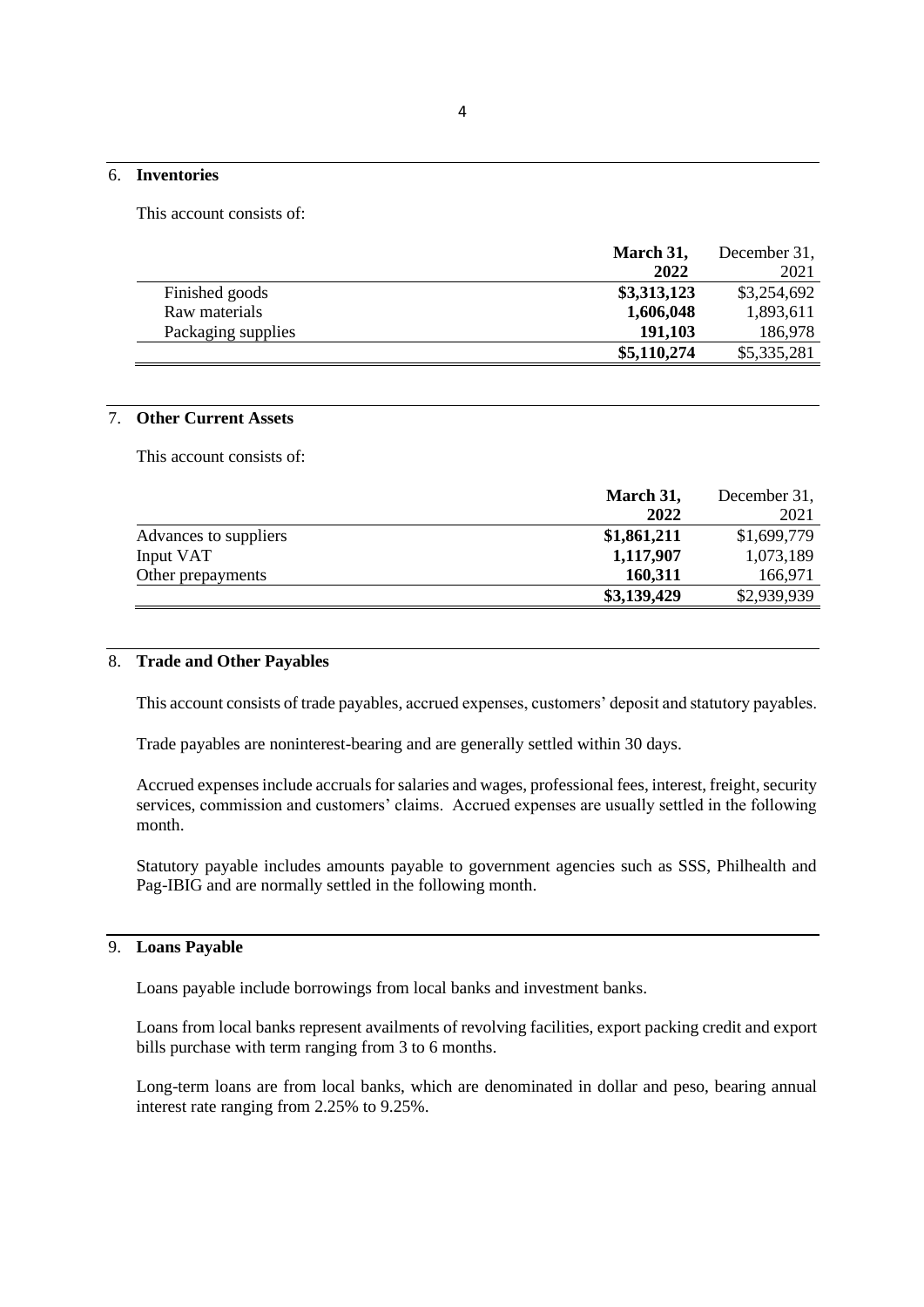## 6. Inventories

This account consists of:

| | March 31, 2022 | December 31, 2021 |
|---|---|---|
| Finished goods | **$3,313,123** | $3,254,692 |
| Raw materials | **1,606,048** | 1,893,611 |
| Packaging supplies | **191,103** | 186,978 |
| | **$5,110,274** | $5,335,281 |

## 7. Other Current Assets

This account consists of:

| | March 31, 2022 | December 31, 2021 |
|---|---|---|
| Advances to suppliers | **$1,861,211** | $1,699,779 |
| Input VAT | **1,117,907** | 1,073,189 |
| Other prepayments | **160,311** | 166,971 |
| | **$3,139,429** | $2,939,939 |

## 8. Trade and Other Payables

This account consists of trade payables, accrued expenses, customers' deposit and statutory payables.

Trade payables are noninterest-bearing and are generally settled within 30 days.

Accrued expenses include accruals for salaries and wages, professional fees, interest, freight, security services, commission and customers' claims. Accrued expenses are usually settled in the following month.

Statutory payable includes amounts payable to government agencies such as SSS, Philhealth and Pag-IBIG and are normally settled in the following month.

## 9. Loans Payable

Loans payable include borrowings from local banks and investment banks.

Loans from local banks represent availments of revolving facilities, export packing credit and export bills purchase with term ranging from 3 to 6 months.

Long-term loans are from local banks, which are denominated in dollar and peso, bearing annual interest rate ranging from 2.25% to 9.25%.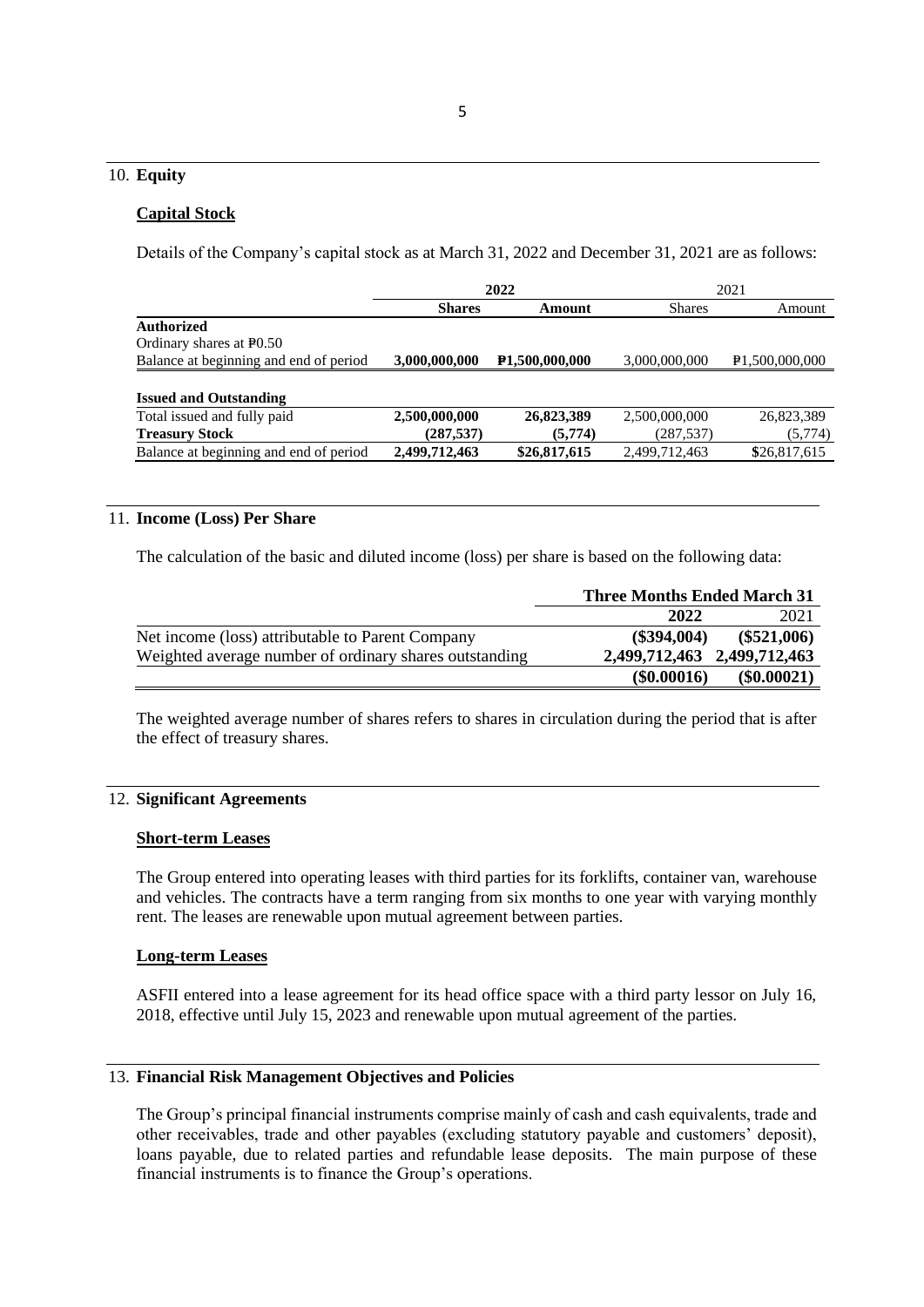## 10. **Equity**

### **Capital Stock**

Details of the Company's capital stock as at March 31, 2022 and December 31, 2021 are as follows:

| | 2022 | | 2021 | |
|---|---|---|---|---|
| | **Shares** | **Amount** | Shares | Amount |
| **Authorized** | | | | |
| Ordinary shares at ₱0.50 | | | | |
| Balance at beginning and end of period | **3,000,000,000** | **₱1,500,000,000** | 3,000,000,000 | ₱1,500,000,000 |
| | | | | |
| **Issued and Outstanding** | | | | |
| Total issued and fully paid | **2,500,000,000** | **26,823,389** | 2,500,000,000 | 26,823,389 |
| **Treasury Stock** | **(287,537)** | **(5,774)** | (287,537) | (5,774) |
| Balance at beginning and end of period | **2,499,712,463** | **$26,817,615** | 2,499,712,463 | **$**26,817,615 |

## 11. **Income (Loss) Per Share**

The calculation of the basic and diluted income (loss) per share is based on the following data:

| | Three Months Ended March 31 | |
|---|---|---|
| | **2022** | 2021 |
| Net income (loss) attributable to Parent Company | **($394,004)** | **($521,006)** |
| Weighted average number of ordinary shares outstanding | **2,499,712,463** | **2,499,712,463** |
| | **($0.00016)** | **($0.00021)** |

The weighted average number of shares refers to shares in circulation during the period that is after the effect of treasury shares.

## 12. **Significant Agreements**

### **Short-term Leases**

The Group entered into operating leases with third parties for its forklifts, container van, warehouse and vehicles. The contracts have a term ranging from six months to one year with varying monthly rent. The leases are renewable upon mutual agreement between parties.

### **Long-term Leases**

ASFII entered into a lease agreement for its head office space with a third party lessor on July 16, 2018, effective until July 15, 2023 and renewable upon mutual agreement of the parties.

## 13. **Financial Risk Management Objectives and Policies**

The Group's principal financial instruments comprise mainly of cash and cash equivalents, trade and other receivables, trade and other payables (excluding statutory payable and customers' deposit), loans payable, due to related parties and refundable lease deposits. The main purpose of these financial instruments is to finance the Group's operations.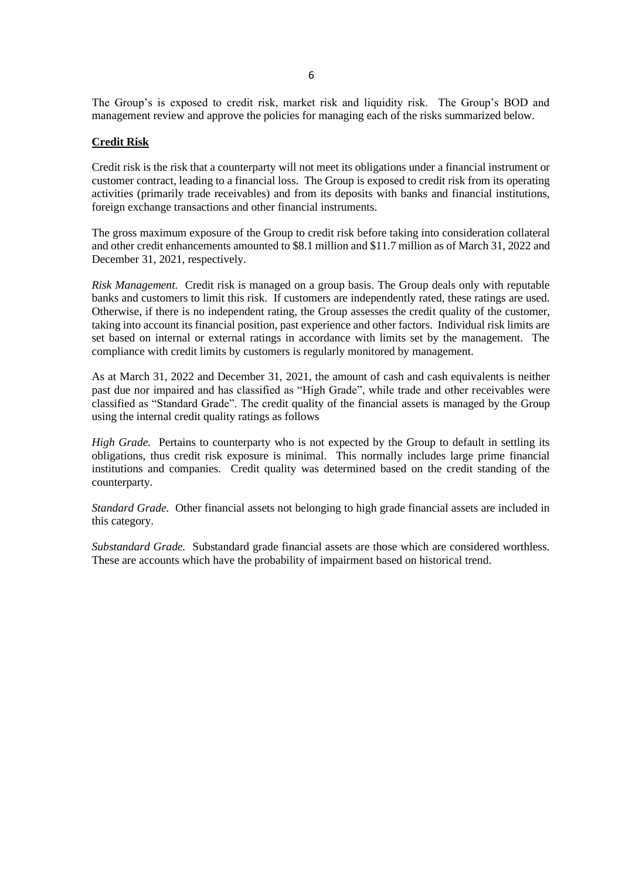The Group's is exposed to credit risk, market risk and liquidity risk. The Group's BOD and management review and approve the policies for managing each of the risks summarized below.

**Credit Risk**

Credit risk is the risk that a counterparty will not meet its obligations under a financial instrument or customer contract, leading to a financial loss. The Group is exposed to credit risk from its operating activities (primarily trade receivables) and from its deposits with banks and financial institutions, foreign exchange transactions and other financial instruments.

The gross maximum exposure of the Group to credit risk before taking into consideration collateral and other credit enhancements amounted to $8.1 million and $11.7 million as of March 31, 2022 and December 31, 2021, respectively.

*Risk Management.* Credit risk is managed on a group basis. The Group deals only with reputable banks and customers to limit this risk. If customers are independently rated, these ratings are used. Otherwise, if there is no independent rating, the Group assesses the credit quality of the customer, taking into account its financial position, past experience and other factors. Individual risk limits are set based on internal or external ratings in accordance with limits set by the management. The compliance with credit limits by customers is regularly monitored by management.

As at March 31, 2022 and December 31, 2021, the amount of cash and cash equivalents is neither past due nor impaired and has classified as "High Grade", while trade and other receivables were classified as "Standard Grade". The credit quality of the financial assets is managed by the Group using the internal credit quality ratings as follows

*High Grade.* Pertains to counterparty who is not expected by the Group to default in settling its obligations, thus credit risk exposure is minimal. This normally includes large prime financial institutions and companies. Credit quality was determined based on the credit standing of the counterparty.

*Standard Grade.* Other financial assets not belonging to high grade financial assets are included in this category.

*Substandard Grade.* Substandard grade financial assets are those which are considered worthless. These are accounts which have the probability of impairment based on historical trend.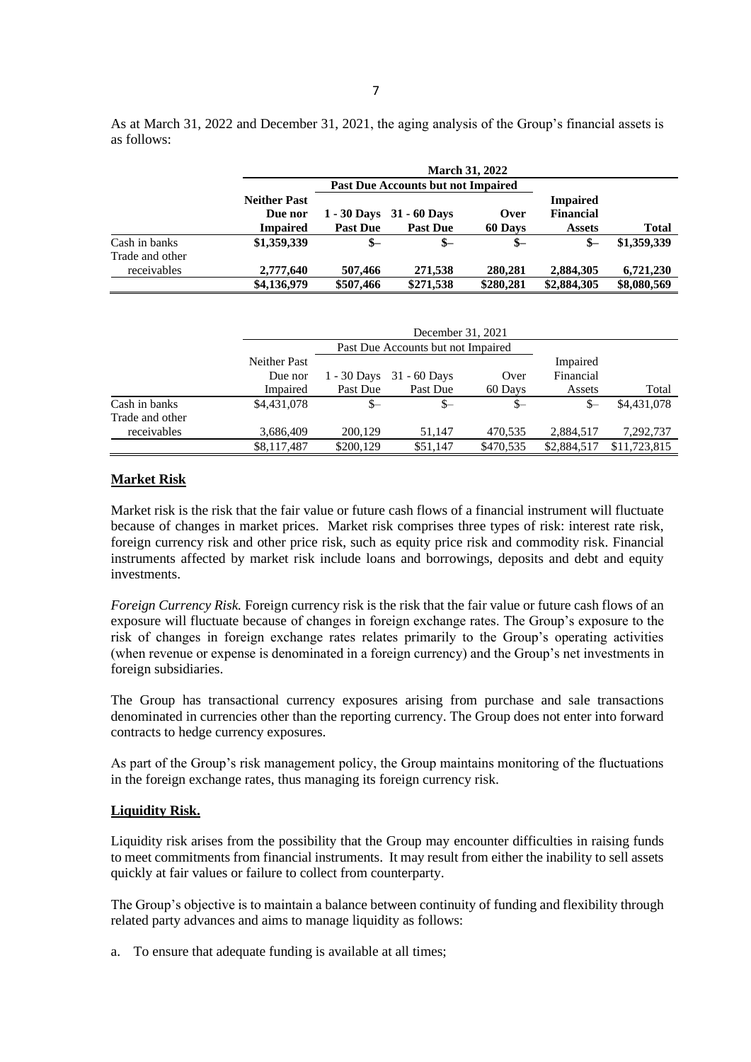As at March 31, 2022 and December 31, 2021, the aging analysis of the Group's financial assets is as follows:

| | March 31, 2022 | | | | | |
|---|---|---|---|---|---|---|
| | | Past Due Accounts but not Impaired | | | | |
| | **Neither Past Due nor Impaired** | **1 - 30 Days Past Due** | **31 - 60 Days Past Due** | **Over 60 Days** | **Impaired Financial Assets** | **Total** |
| Cash in banks | **\$1,359,339** | **\$–** | **\$–** | **\$–** | **\$–** | **\$1,359,339** |
| Trade and other receivables | **2,777,640** | **507,466** | **271,538** | **280,281** | **2,884,305** | **6,721,230** |
| | **\$4,136,979** | **\$507,466** | **\$271,538** | **\$280,281** | **\$2,884,305** | **\$8,080,569** |

| | December 31, 2021 | | | | | |
|---|---|---|---|---|---|---|
| | | Past Due Accounts but not Impaired | | | | |
| | Neither Past Due nor Impaired | 1 - 30 Days Past Due | 31 - 60 Days Past Due | Over 60 Days | Impaired Financial Assets | Total |
| Cash in banks | \$4,431,078 | \$– | \$– | \$– | \$– | \$4,431,078 |
| Trade and other receivables | 3,686,409 | 200,129 | 51,147 | 470,535 | 2,884,517 | 7,292,737 |
| | \$8,117,487 | \$200,129 | \$51,147 | \$470,535 | \$2,884,517 | \$11,723,815 |

## Market Risk

Market risk is the risk that the fair value or future cash flows of a financial instrument will fluctuate because of changes in market prices. Market risk comprises three types of risk: interest rate risk, foreign currency risk and other price risk, such as equity price risk and commodity risk. Financial instruments affected by market risk include loans and borrowings, deposits and debt and equity investments.

*Foreign Currency Risk.* Foreign currency risk is the risk that the fair value or future cash flows of an exposure will fluctuate because of changes in foreign exchange rates. The Group's exposure to the risk of changes in foreign exchange rates relates primarily to the Group's operating activities (when revenue or expense is denominated in a foreign currency) and the Group's net investments in foreign subsidiaries.

The Group has transactional currency exposures arising from purchase and sale transactions denominated in currencies other than the reporting currency. The Group does not enter into forward contracts to hedge currency exposures.

As part of the Group's risk management policy, the Group maintains monitoring of the fluctuations in the foreign exchange rates, thus managing its foreign currency risk.

## Liquidity Risk.

Liquidity risk arises from the possibility that the Group may encounter difficulties in raising funds to meet commitments from financial instruments. It may result from either the inability to sell assets quickly at fair values or failure to collect from counterparty.

The Group's objective is to maintain a balance between continuity of funding and flexibility through related party advances and aims to manage liquidity as follows:

a. To ensure that adequate funding is available at all times;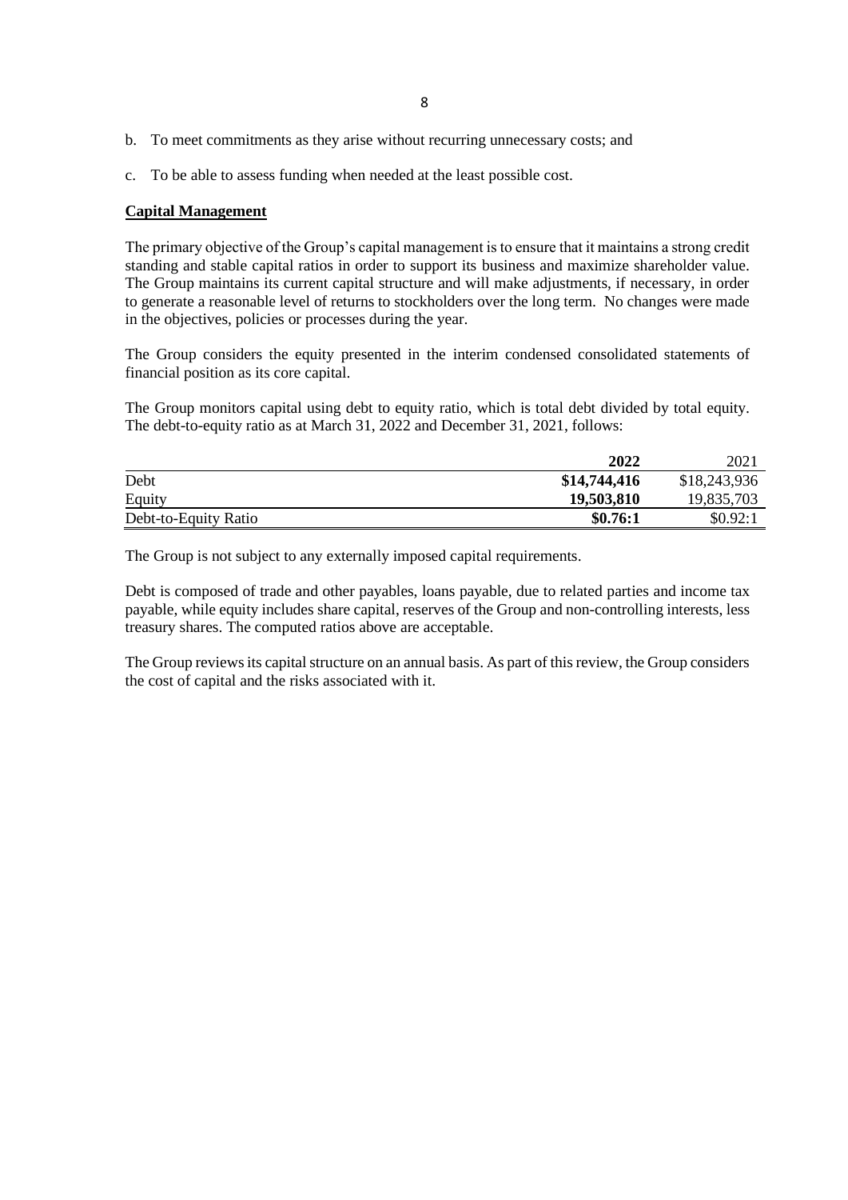b. To meet commitments as they arise without recurring unnecessary costs; and

c. To be able to assess funding when needed at the least possible cost.

**Capital Management**

The primary objective of the Group's capital management is to ensure that it maintains a strong credit standing and stable capital ratios in order to support its business and maximize shareholder value. The Group maintains its current capital structure and will make adjustments, if necessary, in order to generate a reasonable level of returns to stockholders over the long term. No changes were made in the objectives, policies or processes during the year.

The Group considers the equity presented in the interim condensed consolidated statements of financial position as its core capital.

The Group monitors capital using debt to equity ratio, which is total debt divided by total equity. The debt-to-equity ratio as at March 31, 2022 and December 31, 2021, follows:

| | **2022** | 2021 |
|---|---|---|
| Debt | **$14,744,416** | $18,243,936 |
| Equity | **19,503,810** | 19,835,703 |
| Debt-to-Equity Ratio | **$0.76:1** | $0.92:1 |

The Group is not subject to any externally imposed capital requirements.

Debt is composed of trade and other payables, loans payable, due to related parties and income tax payable, while equity includes share capital, reserves of the Group and non-controlling interests, less treasury shares. The computed ratios above are acceptable.

The Group reviews its capital structure on an annual basis. As part of this review, the Group considers the cost of capital and the risks associated with it.